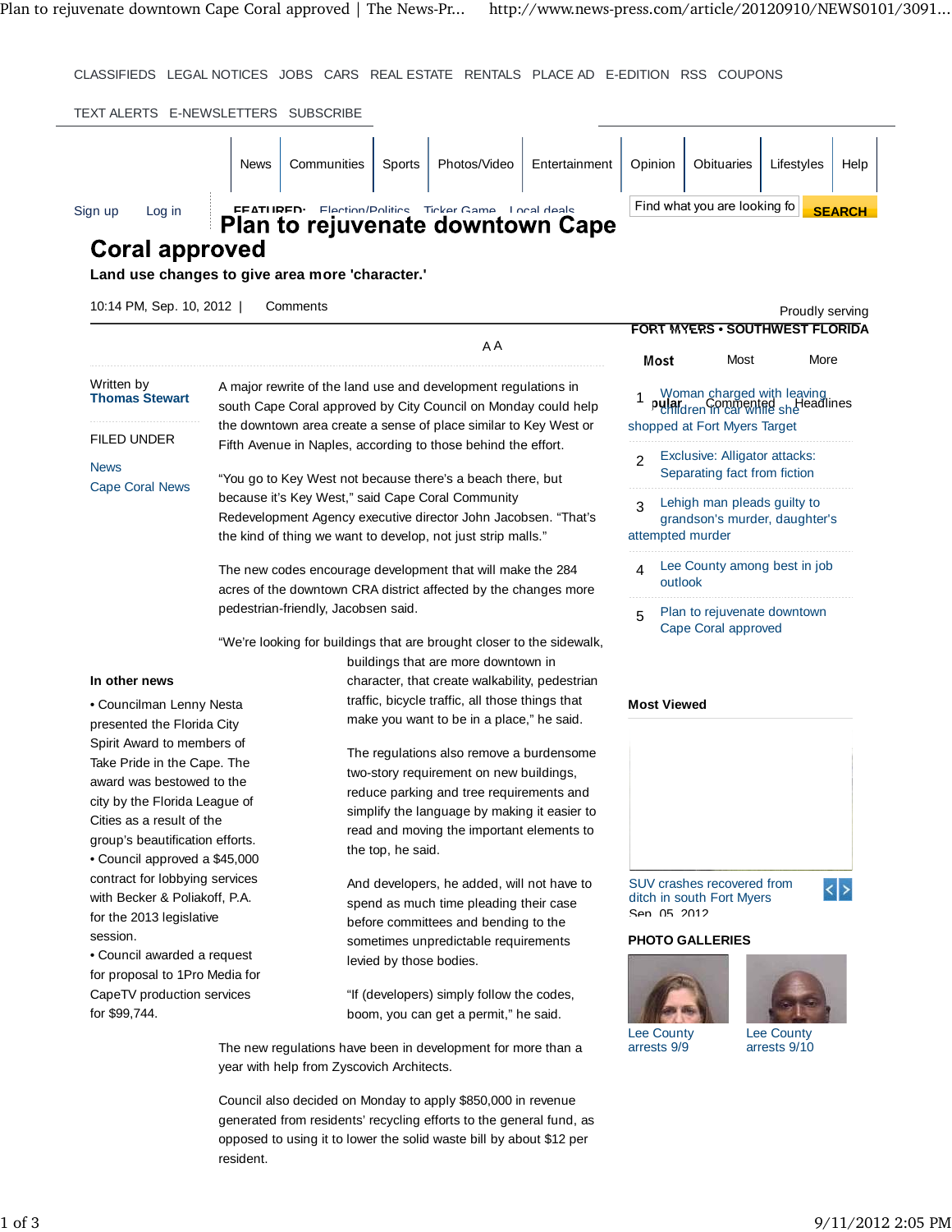# Plan to rejuvenate downtown Cape Coral approved

**Land use changes to give area more 'character.'**

10:14 PM, Sep. 10, 2012 | Comments

Written by
**Thomas Stewart**

FILED UNDER

News
Cape Coral News

A major rewrite of the land use and development regulations in south Cape Coral approved by City Council on Monday could help the downtown area create a sense of place similar to Key West or Fifth Avenue in Naples, according to those behind the effort.

"You go to Key West not because there's a beach there, but because it's Key West," said Cape Coral Community Redevelopment Agency executive director John Jacobsen. "That's the kind of thing we want to develop, not just strip malls."

The new codes encourage development that will make the 284 acres of the downtown CRA district affected by the changes more pedestrian-friendly, Jacobsen said.

"We're looking for buildings that are brought closer to the sidewalk, buildings that are more downtown in character, that create walkability, pedestrian traffic, bicycle traffic, all those things that make you want to be in a place," he said.

The regulations also remove a burdensome two-story requirement on new buildings, reduce parking and tree requirements and simplify the language by making it easier to read and moving the important elements to the top, he said.

And developers, he added, will not have to spend as much time pleading their case before committees and bending to the sometimes unpredictable requirements levied by those bodies.

"If (developers) simply follow the codes, boom, you can get a permit," he said.

The new regulations have been in development for more than a year with help from Zyscovich Architects.

Council also decided on Monday to apply $850,000 in revenue generated from residents' recycling efforts to the general fund, as opposed to using it to lower the solid waste bill by about $12 per resident.

**In other news**

- Councilman Lenny Nesta presented the Florida City Spirit Award to members of Take Pride in the Cape. The award was bestowed to the city by the Florida League of Cities as a result of the group's beautification efforts.
- Council approved a $45,000 contract for lobbying services with Becker & Poliakoff, P.A. for the 2013 legislative session.
- Council awarded a request for proposal to 1Pro Media for CapeTV production services for $99,744.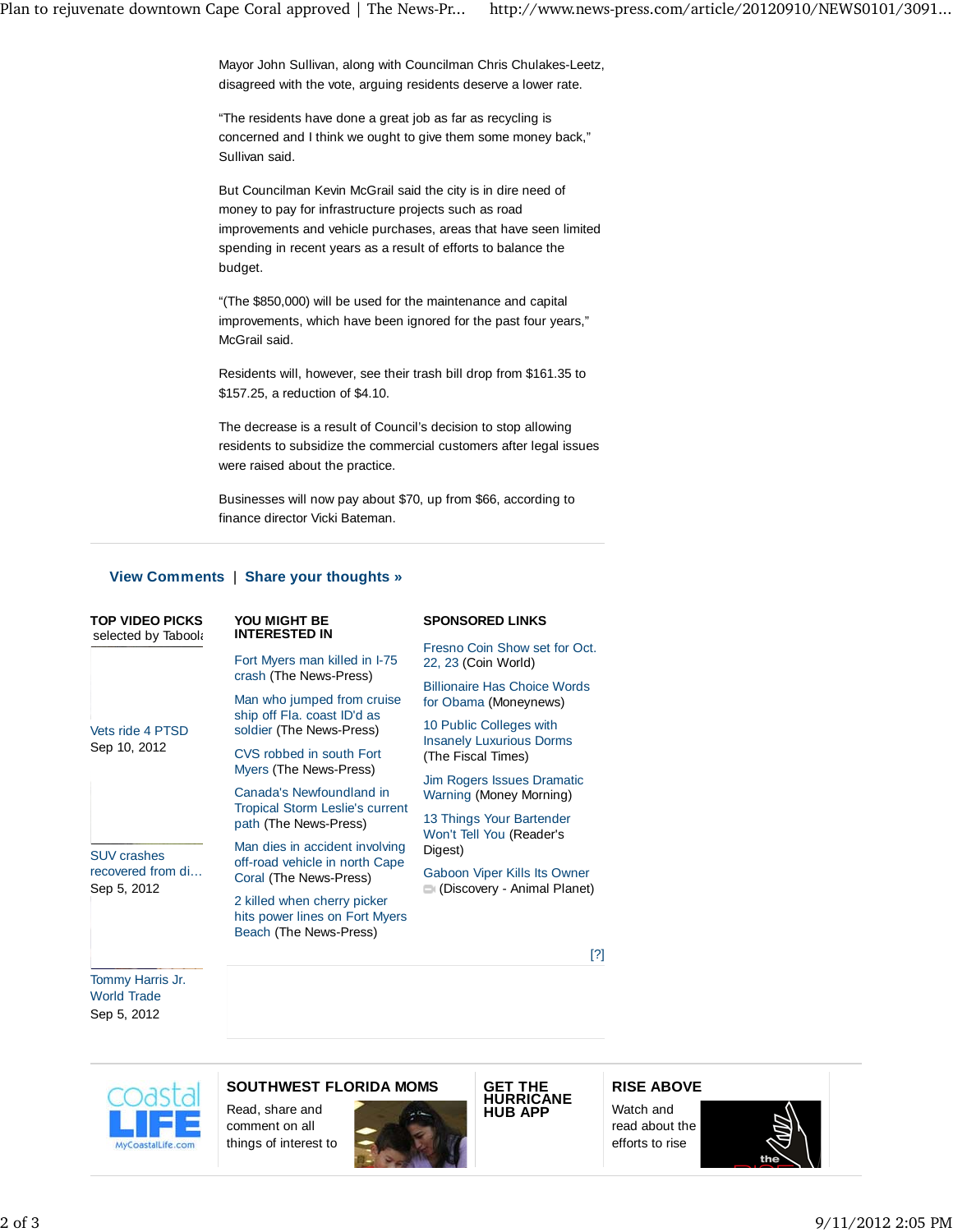Mayor John Sullivan, along with Councilman Chris Chulakes-Leetz, disagreed with the vote, arguing residents deserve a lower rate.

"The residents have done a great job as far as recycling is concerned and I think we ought to give them some money back," Sullivan said.

But Councilman Kevin McGrail said the city is in dire need of money to pay for infrastructure projects such as road improvements and vehicle purchases, areas that have seen limited spending in recent years as a result of efforts to balance the budget.

"(The $850,000) will be used for the maintenance and capital improvements, which have been ignored for the past four years," McGrail said.

Residents will, however, see their trash bill drop from $161.35 to $157.25, a reduction of $4.10.

The decrease is a result of Council's decision to stop allowing residents to subsidize the commercial customers after legal issues were raised about the practice.

Businesses will now pay about $70, up from $66, according to finance director Vicki Bateman.

**View Comments** | **Share your thoughts »**

**TOP VIDEO PICKS**
selected by Taboola

Vets ride 4 PTSD
Sep 10, 2012

SUV crashes recovered from di...
Sep 5, 2012

Tommy Harris Jr. World Trade
Sep 5, 2012

**YOU MIGHT BE INTERESTED IN**

- Fort Myers man killed in I-75 crash (The News-Press)
- Man who jumped from cruise ship off Fla. coast ID'd as soldier (The News-Press)
- CVS robbed in south Fort Myers (The News-Press)
- Canada's Newfoundland in Tropical Storm Leslie's current path (The News-Press)
- Man dies in accident involving off-road vehicle in north Cape Coral (The News-Press)
- 2 killed when cherry picker hits power lines on Fort Myers Beach (The News-Press)

**SPONSORED LINKS**

- Fresno Coin Show set for Oct. 22, 23 (Coin World)
- Billionaire Has Choice Words for Obama (Moneynews)
- 10 Public Colleges with Insanely Luxurious Dorms (The Fiscal Times)
- Jim Rogers Issues Dramatic Warning (Money Morning)
- 13 Things Your Bartender Won't Tell You (Reader's Digest)
- Gaboon Viper Kills Its Owner (Discovery - Animal Planet)

[?]

coastal LIFE MyCoastalLife.com

**SOUTHWEST FLORIDA MOMS**
Read, share and comment on all things of interest to

**GET THE HURRICANE HUB APP**

**RISE ABOVE**
Watch and read about the efforts to rise